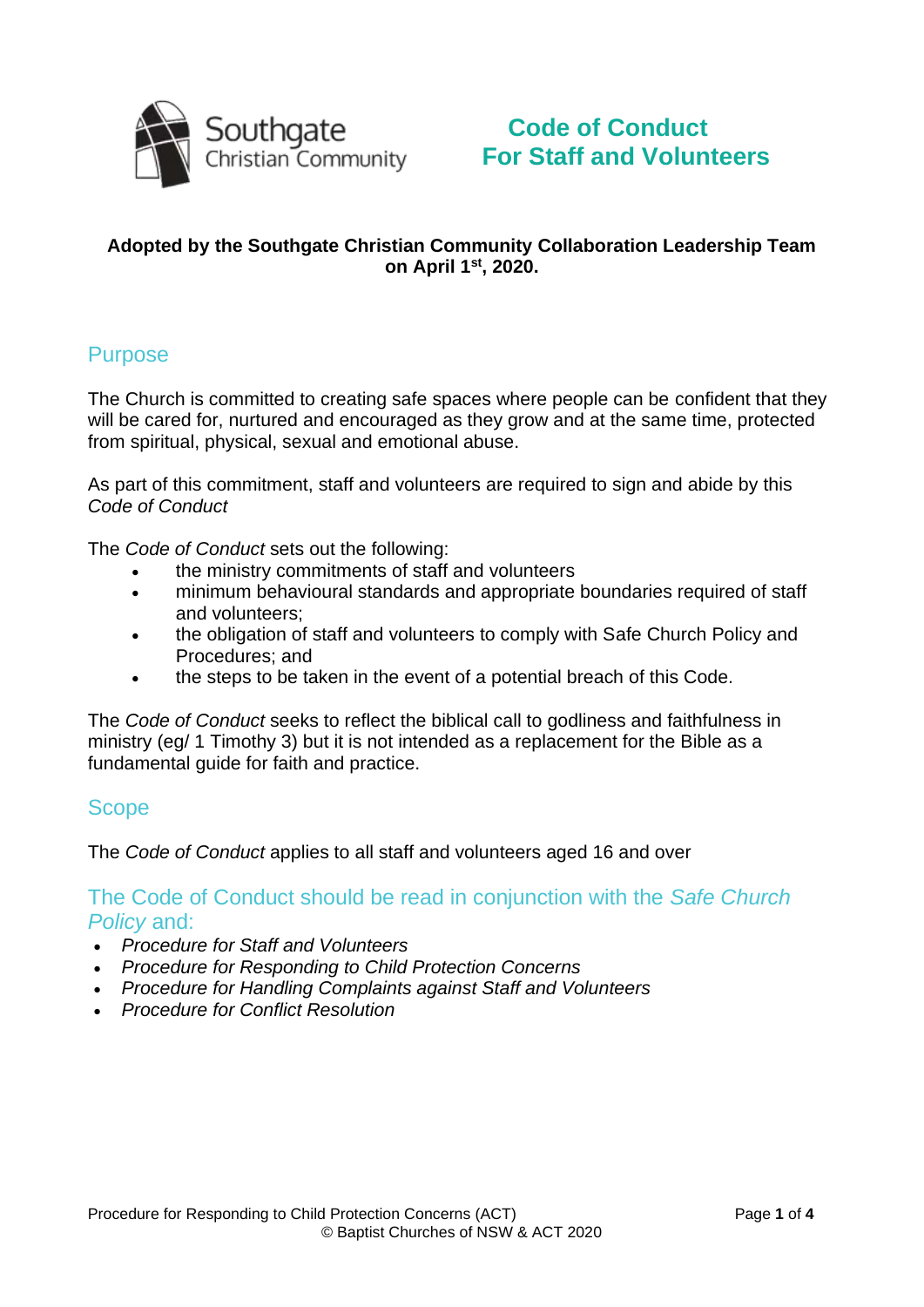Southgate
Christian Community

# Code of Conduct
# For Staff and Volunteers

**Adopted by the Southgate Christian Community Collaboration Leadership Team on April 1st, 2020.**

## Purpose

The Church is committed to creating safe spaces where people can be confident that they will be cared for, nurtured and encouraged as they grow and at the same time, protected from spiritual, physical, sexual and emotional abuse.

As part of this commitment, staff and volunteers are required to sign and abide by this *Code of Conduct*

The *Code of Conduct* sets out the following:

- the ministry commitments of staff and volunteers
- minimum behavioural standards and appropriate boundaries required of staff and volunteers;
- the obligation of staff and volunteers to comply with Safe Church Policy and Procedures; and
- the steps to be taken in the event of a potential breach of this Code.

The *Code of Conduct* seeks to reflect the biblical call to godliness and faithfulness in ministry (eg/ 1 Timothy 3) but it is not intended as a replacement for the Bible as a fundamental guide for faith and practice.

## Scope

The *Code of Conduct* applies to all staff and volunteers aged 16 and over

## The Code of Conduct should be read in conjunction with the *Safe Church Policy* and:

- *Procedure for Staff and Volunteers*
- *Procedure for Responding to Child Protection Concerns*
- *Procedure for Handling Complaints against Staff and Volunteers*
- *Procedure for Conflict Resolution*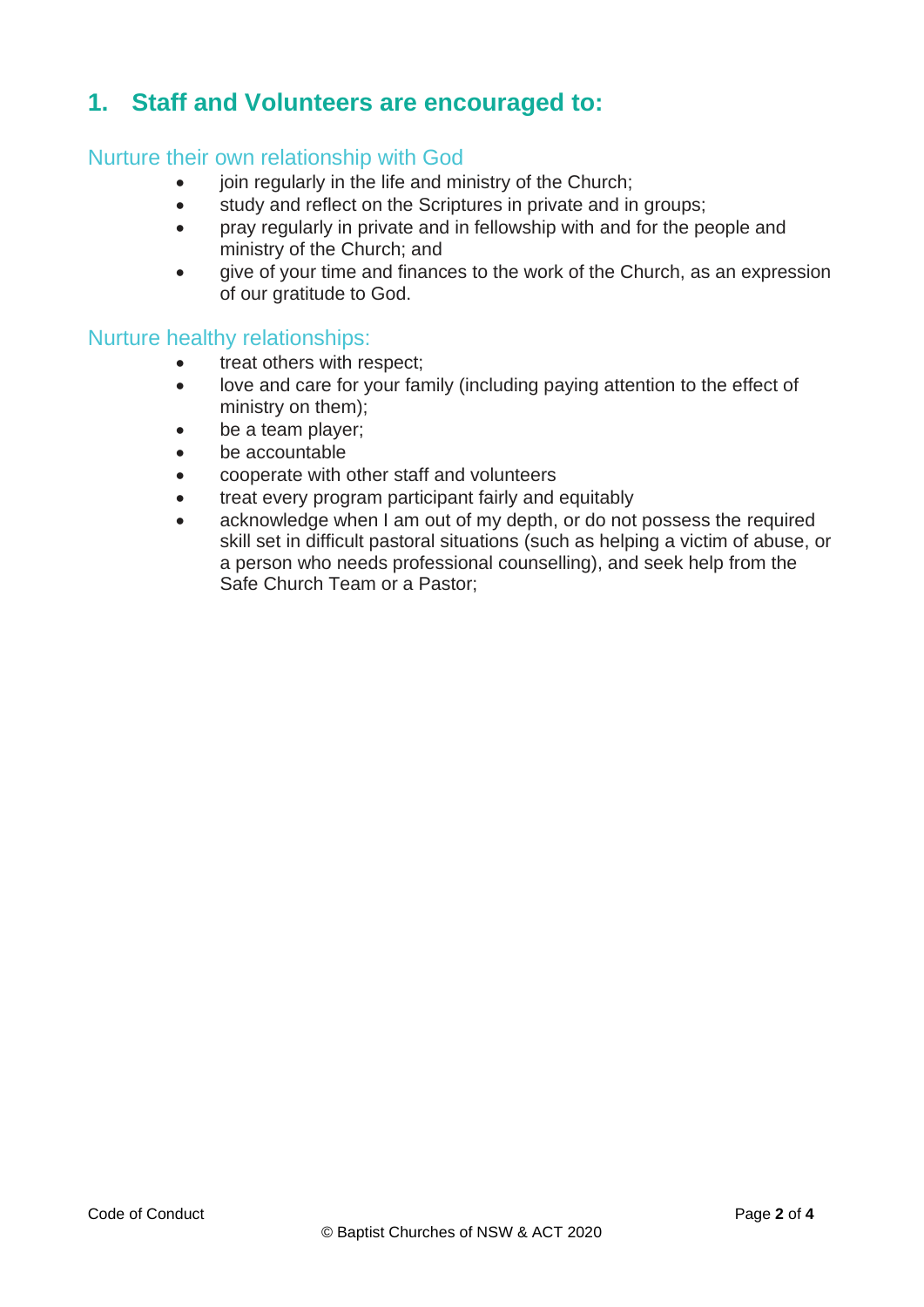## 1. Staff and Volunteers are encouraged to:

### Nurture their own relationship with God

- join regularly in the life and ministry of the Church;
- study and reflect on the Scriptures in private and in groups;
- pray regularly in private and in fellowship with and for the people and ministry of the Church; and
- give of your time and finances to the work of the Church, as an expression of our gratitude to God.

### Nurture healthy relationships:

- treat others with respect;
- love and care for your family (including paying attention to the effect of ministry on them);
- be a team player;
- be accountable
- cooperate with other staff and volunteers
- treat every program participant fairly and equitably
- acknowledge when I am out of my depth, or do not possess the required skill set in difficult pastoral situations (such as helping a victim of abuse, or a person who needs professional counselling), and seek help from the Safe Church Team or a Pastor;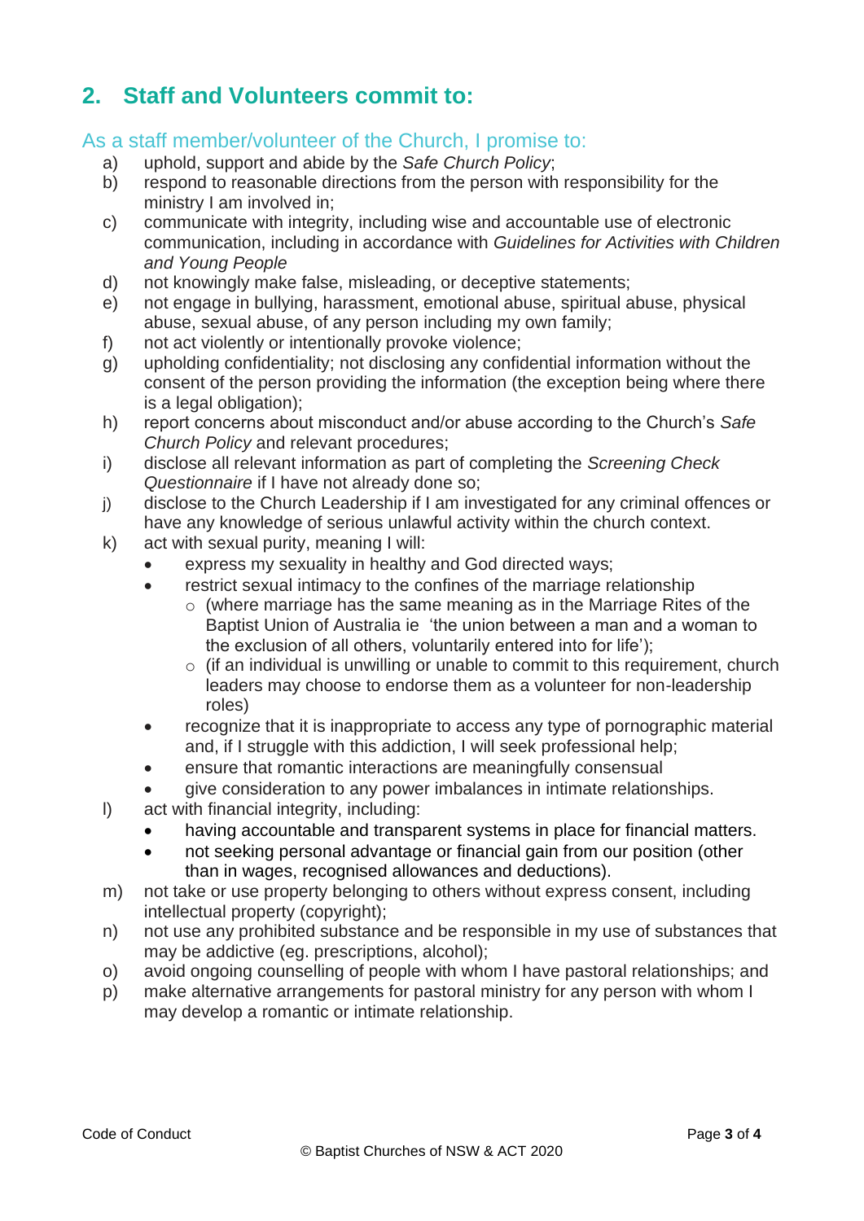## 2. Staff and Volunteers commit to:

### As a staff member/volunteer of the Church, I promise to:

a) uphold, support and abide by the *Safe Church Policy*;
b) respond to reasonable directions from the person with responsibility for the ministry I am involved in;
c) communicate with integrity, including wise and accountable use of electronic communication, including in accordance with *Guidelines for Activities with Children and Young People*
d) not knowingly make false, misleading, or deceptive statements;
e) not engage in bullying, harassment, emotional abuse, spiritual abuse, physical abuse, sexual abuse, of any person including my own family;
f) not act violently or intentionally provoke violence;
g) upholding confidentiality; not disclosing any confidential information without the consent of the person providing the information (the exception being where there is a legal obligation);
h) report concerns about misconduct and/or abuse according to the Church's *Safe Church Policy* and relevant procedures;
i) disclose all relevant information as part of completing the *Screening Check Questionnaire* if I have not already done so;
j) disclose to the Church Leadership if I am investigated for any criminal offences or have any knowledge of serious unlawful activity within the church context.
k) act with sexual purity, meaning I will:
   - express my sexuality in healthy and God directed ways;
   - restrict sexual intimacy to the confines of the marriage relationship
     - (where marriage has the same meaning as in the Marriage Rites of the Baptist Union of Australia ie 'the union between a man and a woman to the exclusion of all others, voluntarily entered into for life');
     - (if an individual is unwilling or unable to commit to this requirement, church leaders may choose to endorse them as a volunteer for non-leadership roles)
   - recognize that it is inappropriate to access any type of pornographic material and, if I struggle with this addiction, I will seek professional help;
   - ensure that romantic interactions are meaningfully consensual
   - give consideration to any power imbalances in intimate relationships.
l) act with financial integrity, including:
   - having accountable and transparent systems in place for financial matters.
   - not seeking personal advantage or financial gain from our position (other than in wages, recognised allowances and deductions).
m) not take or use property belonging to others without express consent, including intellectual property (copyright);
n) not use any prohibited substance and be responsible in my use of substances that may be addictive (eg. prescriptions, alcohol);
o) avoid ongoing counselling of people with whom I have pastoral relationships; and
p) make alternative arrangements for pastoral ministry for any person with whom I may develop a romantic or intimate relationship.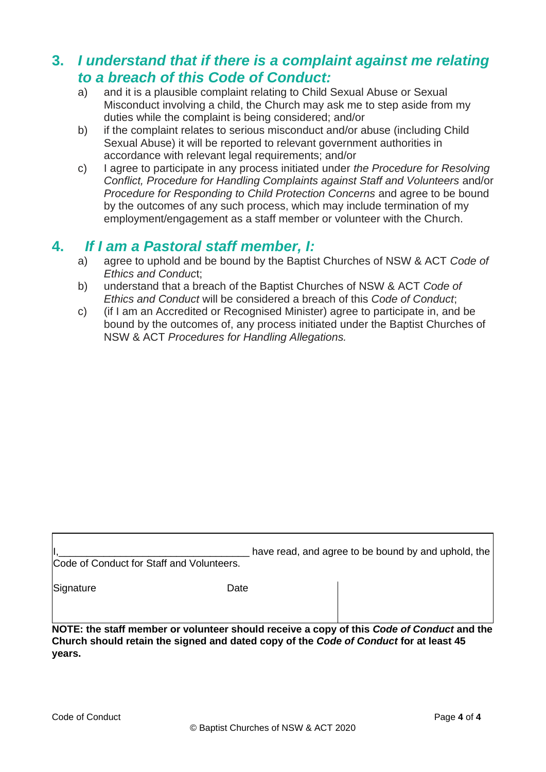## 3. *I understand that if there is a complaint against me relating to a breach of this Code of Conduct:*

a) and it is a plausible complaint relating to Child Sexual Abuse or Sexual Misconduct involving a child, the Church may ask me to step aside from my duties while the complaint is being considered; and/or

b) if the complaint relates to serious misconduct and/or abuse (including Child Sexual Abuse) it will be reported to relevant government authorities in accordance with relevant legal requirements; and/or

c) I agree to participate in any process initiated under *the Procedure for Resolving Conflict, Procedure for Handling Complaints against Staff and Volunteers* and/or *Procedure for Responding to Child Protection Concerns* and agree to be bound by the outcomes of any such process, which may include termination of my employment/engagement as a staff member or volunteer with the Church.

## 4. *If I am a Pastoral staff member, I:*

a) agree to uphold and be bound by the Baptist Churches of NSW & ACT *Code of Ethics and Conduct*;

b) understand that a breach of the Baptist Churches of NSW & ACT *Code of Ethics and Conduct* will be considered a breach of this *Code of Conduct*;

c) (if I am an Accredited or Recognised Minister) agree to participate in, and be bound by the outcomes of, any process initiated under the Baptist Churches of NSW & ACT *Procedures for Handling Allegations.*

| | |
|---|---|
| I,\_\_\_\_\_\_\_\_\_\_\_\_\_\_\_\_\_\_\_\_\_\_\_\_\_\_\_\_\_\_\_\_\_\_ have read, and agree to be bound by and uphold, the Code of Conduct for Staff and Volunteers. | |
| Signature &nbsp;&nbsp;&nbsp;&nbsp;&nbsp;&nbsp;&nbsp;&nbsp;&nbsp;&nbsp;&nbsp;&nbsp;&nbsp;&nbsp;&nbsp;&nbsp;&nbsp;&nbsp;&nbsp;&nbsp; Date | |

**NOTE: the staff member or volunteer should receive a copy of this *Code of Conduct* and the Church should retain the signed and dated copy of the *Code of Conduct* for at least 45 years.**

© Baptist Churches of NSW & ACT 2020